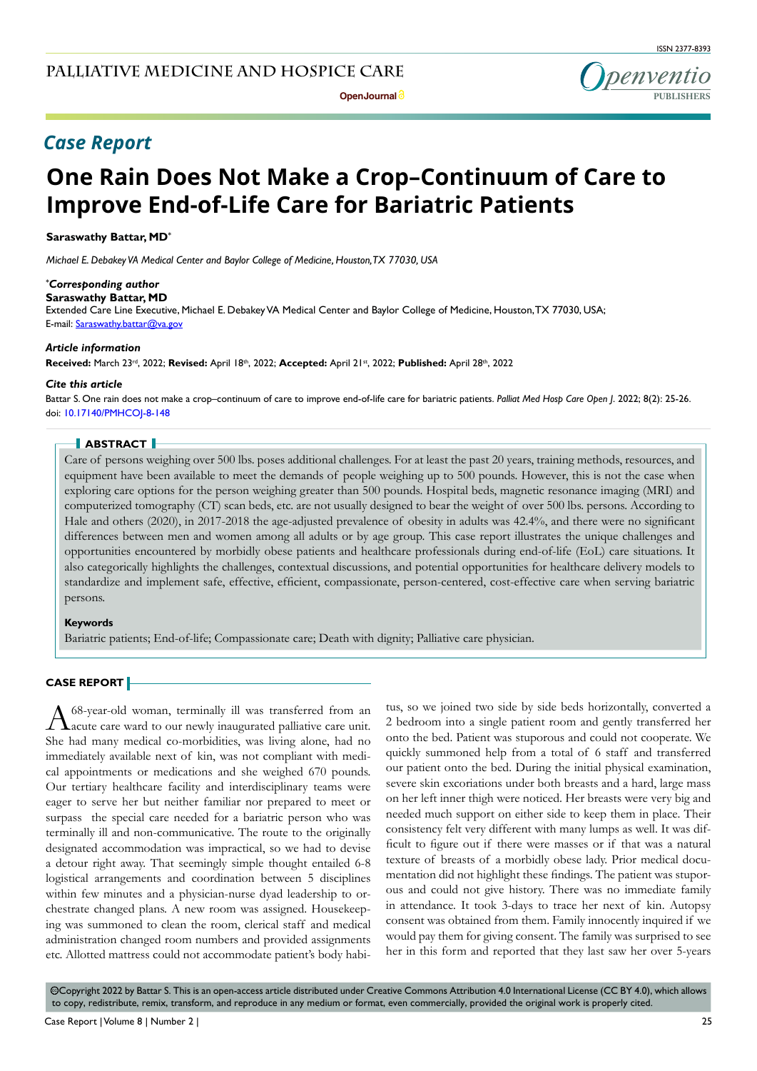## Case Report

# One Rain Does Not Make a Crop–Continuum of Care to Improve End-of-Life Care for Bariatric Patients

**Saraswathy Battar, MD***

*Michael E. Debakey VA Medical Center and Baylor College of Medicine, Houston, TX 77030, USA*

***Corresponding author***
**Saraswathy Battar, MD**
Extended Care Line Executive, Michael E. Debakey VA Medical Center and Baylor College of Medicine, Houston, TX 77030, USA;
E-mail: Saraswathy.battar@va.gov

***Article information***
**Received:** March 23rd, 2022; **Revised:** April 18th, 2022; **Accepted:** April 21st, 2022; **Published:** April 28th, 2022

***Cite this article***
Battar S. One rain does not make a crop–continuum of care to improve end-of-life care for bariatric patients. *Palliat Med Hosp Care Open J*. 2022; 8(2): 25-26. doi: 10.17140/PMHCOJ-8-148

## ABSTRACT

Care of persons weighing over 500 lbs. poses additional challenges. For at least the past 20 years, training methods, resources, and equipment have been available to meet the demands of people weighing up to 500 pounds. However, this is not the case when exploring care options for the person weighing greater than 500 pounds. Hospital beds, magnetic resonance imaging (MRI) and computerized tomography (CT) scan beds, etc. are not usually designed to bear the weight of over 500 lbs. persons. According to Hale and others (2020), in 2017-2018 the age-adjusted prevalence of obesity in adults was 42.4%, and there were no significant differences between men and women among all adults or by age group. This case report illustrates the unique challenges and opportunities encountered by morbidly obese patients and healthcare professionals during end-of-life (EoL) care situations. It also categorically highlights the challenges, contextual discussions, and potential opportunities for healthcare delivery models to standardize and implement safe, effective, efficient, compassionate, person-centered, cost-effective care when serving bariatric persons.

**Keywords**

Bariatric patients; End-of-life; Compassionate care; Death with dignity; Palliative care physician.

## CASE REPORT

A 68-year-old woman, terminally ill was transferred from an acute care ward to our newly inaugurated palliative care unit. She had many medical co-morbidities, was living alone, had no immediately available next of kin, was not compliant with medical appointments or medications and she weighed 670 pounds. Our tertiary healthcare facility and interdisciplinary teams were eager to serve her but neither familiar nor prepared to meet or surpass the special care needed for a bariatric person who was terminally ill and non-communicative. The route to the originally designated accommodation was impractical, so we had to devise a detour right away. That seemingly simple thought entailed 6-8 logistical arrangements and coordination between 5 disciplines within few minutes and a physician-nurse dyad leadership to orchestrate changed plans. A new room was assigned. Housekeeping was summoned to clean the room, clerical staff and medical administration changed room numbers and provided assignments etc. Allotted mattress could not accommodate patient's body habitus, so we joined two side by side beds horizontally, converted a 2 bedroom into a single patient room and gently transferred her onto the bed. Patient was stuporous and could not cooperate. We quickly summoned help from a total of 6 staff and transferred our patient onto the bed. During the initial physical examination, severe skin excoriations under both breasts and a hard, large mass on her left inner thigh were noticed. Her breasts were very big and needed much support on either side to keep them in place. Their consistency felt very different with many lumps as well. It was difficult to figure out if there were masses or if that was a natural texture of breasts of a morbidly obese lady. Prior medical documentation did not highlight these findings. The patient was stuporous and could not give history. There was no immediate family in attendance. It took 3-days to trace her next of kin. Autopsy consent was obtained from them. Family innocently inquired if we would pay them for giving consent. The family was surprised to see her in this form and reported that they last saw her over 5-years

©Copyright 2022 by Battar S. This is an open-access article distributed under Creative Commons Attribution 4.0 International License (CC BY 4.0), which allows to copy, redistribute, remix, transform, and reproduce in any medium or format, even commercially, provided the original work is properly cited.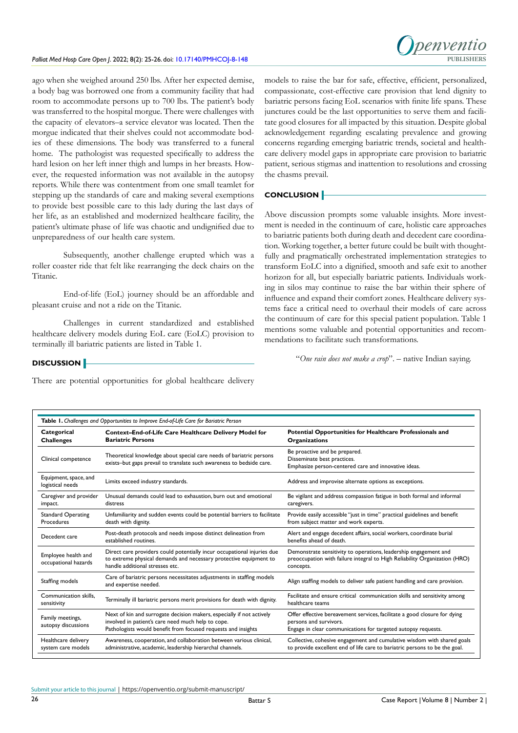ago when she weighed around 250 lbs. After her expected demise, a body bag was borrowed one from a community facility that had room to accommodate persons up to 700 lbs. The patient's body was transferred to the hospital morgue. There were challenges with the capacity of elevators–a service elevator was located. Then the morgue indicated that their shelves could not accommodate bodies of these dimensions. The body was transferred to a funeral home. The pathologist was requested specifically to address the hard lesion on her left inner thigh and lumps in her breasts. However, the requested information was not available in the autopsy reports. While there was contentment from one small teamlet for stepping up the standards of care and making several exemptions to provide best possible care to this lady during the last days of her life, as an established and modernized healthcare facility, the patient's ultimate phase of life was chaotic and undignified due to unpreparedness of our health care system.

Subsequently, another challenge erupted which was a roller coaster ride that felt like rearranging the deck chairs on the Titanic.

End-of-life (EoL) journey should be an affordable and pleasant cruise and not a ride on the Titanic.

Challenges in current standardized and established healthcare delivery models during EoL care (EoLC) provision to terminally ill bariatric patients are listed in Table 1.

## DISCUSSION

There are potential opportunities for global healthcare delivery models to raise the bar for safe, effective, efficient, personalized, compassionate, cost-effective care provision that lend dignity to bariatric persons facing EoL scenarios with finite life spans. These junctures could be the last opportunities to serve them and facilitate good closures for all impacted by this situation. Despite global acknowledgement regarding escalating prevalence and growing concerns regarding emerging bariatric trends, societal and healthcare delivery model gaps in appropriate care provision to bariatric patient, serious stigmas and inattention to resolutions and crossing the chasms prevail.

## CONCLUSION

Above discussion prompts some valuable insights. More investment is needed in the continuum of care, holistic care approaches to bariatric patients both during death and decedent care coordination. Working together, a better future could be built with thoughtfully and pragmatically orchestrated implementation strategies to transform EoLC into a dignified, smooth and safe exit to another horizon for all, but especially bariatric patients. Individuals working in silos may continue to raise the bar within their sphere of influence and expand their comfort zones. Healthcare delivery systems face a critical need to overhaul their models of care across the continuum of care for this special patient population. Table 1 mentions some valuable and potential opportunities and recommendations to facilitate such transformations.

"*One rain does not make a crop*". – native Indian saying.

**Table 1.** *Challenges and Opportunities to Improve End-of-Life Care for Bariatric Person*

| Categorical Challenges | Context–End-of-Life Care Healthcare Delivery Model for Bariatric Persons | Potential Opportunities for Healthcare Professionals and Organizations |
|---|---|---|
| Clinical competence | Theoretical knowledge about special care needs of bariatric persons exists–but gaps prevail to translate such awareness to bedside care. | Be proactive and be prepared.<br>Disseminate best practices.<br>Emphasize person-centered care and innovative ideas. |
| Equipment, space, and logistical needs | Limits exceed industry standards. | Address and improvise alternate options as exceptions. |
| Caregiver and provider impact. | Unusual demands could lead to exhaustion, burn out and emotional distress | Be vigilant and address compassion fatigue in both formal and informal caregivers. |
| Standard Operating Procedures | Unfamiliarity and sudden events could be potential barriers to facilitate death with dignity. | Provide easily accessible "just in time" practical guidelines and benefit from subject matter and work experts. |
| Decedent care | Post-death protocols and needs impose distinct delineation from established routines. | Alert and engage decedent affairs, social workers, coordinate burial benefits ahead of death. |
| Employee health and occupational hazards | Direct care providers could potentially incur occupational injuries due to extreme physical demands and necessary protective equipment to handle additional stresses etc. | Demonstrate sensitivity to operations, leadership engagement and preoccupation with failure integral to High Reliability Organization (HRO) concepts. |
| Staffing models | Care of bariatric persons necessitates adjustments in staffing models and expertise needed. | Align staffing models to deliver safe patient handling and care provision. |
| Communication skills, sensitivity | Terminally ill bariatric persons merit provisions for death with dignity. | Facilitate and ensure critical communication skills and sensitivity among healthcare teams |
| Family meetings, autopsy discussions | Next of kin and surrogate decision makers, especially if not actively involved in patient's care need much help to cope.<br>Pathologists would benefit from focused requests and insights | Offer effective bereavement services, facilitate a good closure for dying persons and survivors.<br>Engage in clear communications for targeted autopsy requests. |
| Healthcare delivery system care models | Awareness, cooperation, and collaboration between various clinical, administrative, academic, leadership hierarchal channels. | Collective, cohesive engagement and cumulative wisdom with shared goals to provide excellent end of life care to bariatric persons to be the goal. |